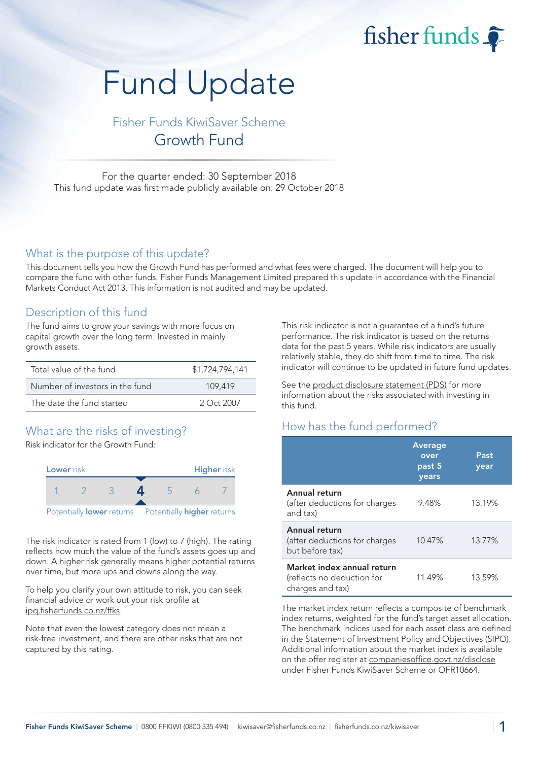fisher funds

# Fund Update

## Fisher Funds KiwiSaver Scheme
## Growth Fund

For the quarter ended: 30 September 2018
This fund update was first made publicly available on: 29 October 2018

## What is the purpose of this update?

This document tells you how the Growth Fund has performed and what fees were charged. The document will help you to compare the fund with other funds. Fisher Funds Management Limited prepared this update in accordance with the Financial Markets Conduct Act 2013. This information is not audited and may be updated.

## Description of this fund

The fund aims to grow your savings with more focus on capital growth over the long term. Invested in mainly growth assets.

| | |
|---|---|
| Total value of the fund | $1,724,794,141 |
| Number of investors in the fund | 109,419 |
| The date the fund started | 2 Oct 2007 |

## What are the risks of investing?

Risk indicator for the Growth Fund:

| Lower risk | | | | | | Higher risk |
|---|---|---|---|---|---|---|
| 1 | 2 | 3 | **4** | 5 | 6 | 7 |

Potentially **lower** returns — Potentially **higher** returns

The risk indicator is rated from 1 (low) to 7 (high). The rating reflects how much the value of the fund's assets goes up and down. A higher risk generally means higher potential returns over time, but more ups and downs along the way.

To help you clarify your own attitude to risk, you can seek financial advice or work out your risk profile at ipq.fisherfunds.co.nz/ffks.

Note that even the lowest category does not mean a risk-free investment, and there are other risks that are not captured by this rating.

This risk indicator is not a guarantee of a fund's future performance. The risk indicator is based on the returns data for the past 5 years. While risk indicators are usually relatively stable, they do shift from time to time. The risk indicator will continue to be updated in future fund updates.

See the product disclosure statement (PDS) for more information about the risks associated with investing in this fund.

## How has the fund performed?

| | Average over past 5 years | Past year |
|---|---|---|
| **Annual return** (after deductions for charges and tax) | 9.48% | 13.19% |
| **Annual return** (after deductions for charges but before tax) | 10.47% | 13.77% |
| **Market index annual return** (reflects no deduction for charges and tax) | 11.49% | 13.59% |

The market index return reflects a composite of benchmark index returns, weighted for the fund's target asset allocation. The benchmark indices used for each asset class are defined in the Statement of Investment Policy and Objectives (SIPO). Additional information about the market index is available on the offer register at companiesoffice.govt.nz/disclose under Fisher Funds KiwiSaver Scheme or OFR10664.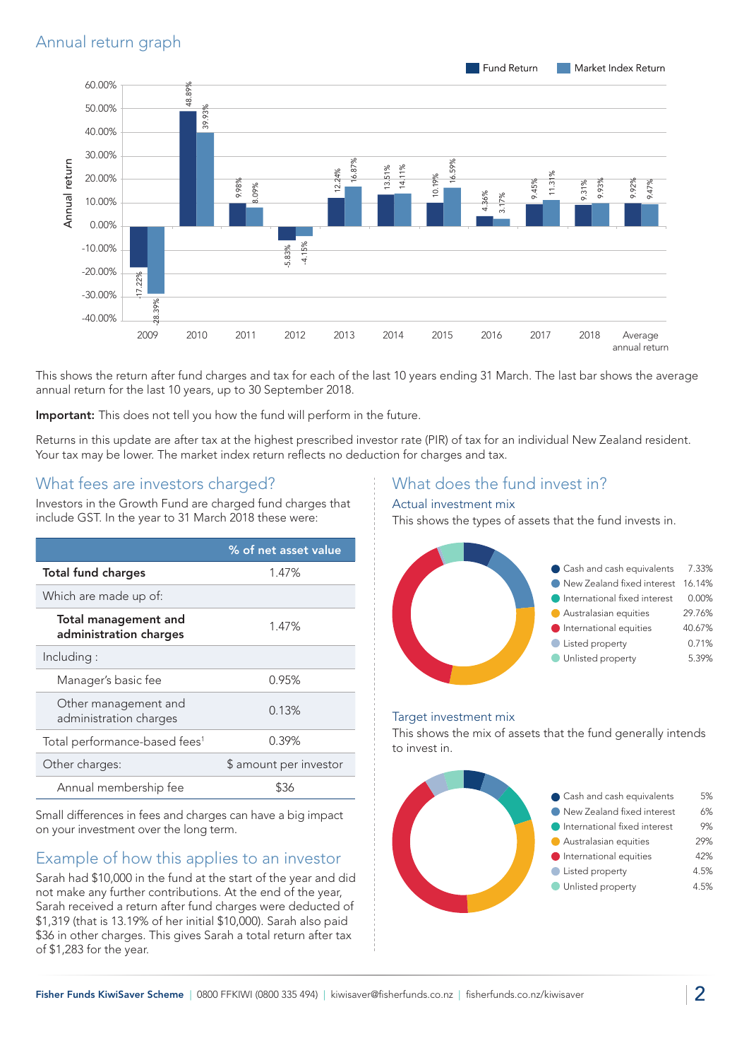## Annual return graph

| Year | Fund Return | Market Index Return |
|---|---|---|
| 2009 | -17.22% | -28.39% |
| 2010 | 48.89% | 39.93% |
| 2011 | 9.98% | 8.09% |
| 2012 | -5.83% | -4.15% |
| 2013 | 12.24% | 16.87% |
| 2014 | 13.51% | 14.11% |
| 2015 | 10.19% | 16.59% |
| 2016 | 4.36% | 3.17% |
| 2017 | 9.45% | 11.31% |
| 2018 | 9.31% | 9.93% |
| Average annual return | 9.92% | 9.47% |

This shows the return after fund charges and tax for each of the last 10 years ending 31 March. The last bar shows the average annual return for the last 10 years, up to 30 September 2018.

**Important:** This does not tell you how the fund will perform in the future.

Returns in this update are after tax at the highest prescribed investor rate (PIR) of tax for an individual New Zealand resident. Your tax may be lower. The market index return reflects no deduction for charges and tax.

## What fees are investors charged?

Investors in the Growth Fund are charged fund charges that include GST. In the year to 31 March 2018 these were:

| | % of net asset value |
|---|---|
| **Total fund charges** | 1.47% |
| Which are made up of: | |
| **Total management and administration charges** | 1.47% |
| Including : | |
| Manager's basic fee | 0.95% |
| Other management and administration charges | 0.13% |
| Total performance-based fees[1] | 0.39% |
| Other charges: | $ amount per investor |
| Annual membership fee | $36 |

Small differences in fees and charges can have a big impact on your investment over the long term.

## Example of how this applies to an investor

Sarah had $10,000 in the fund at the start of the year and did not make any further contributions. At the end of the year, Sarah received a return after fund charges were deducted of $1,319 (that is 13.19% of her initial $10,000). Sarah also paid $36 in other charges. This gives Sarah a total return after tax of $1,283 for the year.

## What does the fund invest in?

### Actual investment mix

This shows the types of assets that the fund invests in.

| Asset type | % |
|---|---|
| Cash and cash equivalents | 7.33% |
| New Zealand fixed interest | 16.14% |
| International fixed interest | 0.00% |
| Australasian equities | 29.76% |
| International equities | 40.67% |
| Listed property | 0.71% |
| Unlisted property | 5.39% |

### Target investment mix

This shows the mix of assets that the fund generally intends to invest in.

| Asset type | % |
|---|---|
| Cash and cash equivalents | 5% |
| New Zealand fixed interest | 6% |
| International fixed interest | 9% |
| Australasian equities | 29% |
| International equities | 42% |
| Listed property | 4.5% |
| Unlisted property | 4.5% |

Fisher Funds KiwiSaver Scheme | 0800 FFKIWI (0800 335 494) | kiwisaver@fisherfunds.co.nz | fisherfunds.co.nz/kiwisaver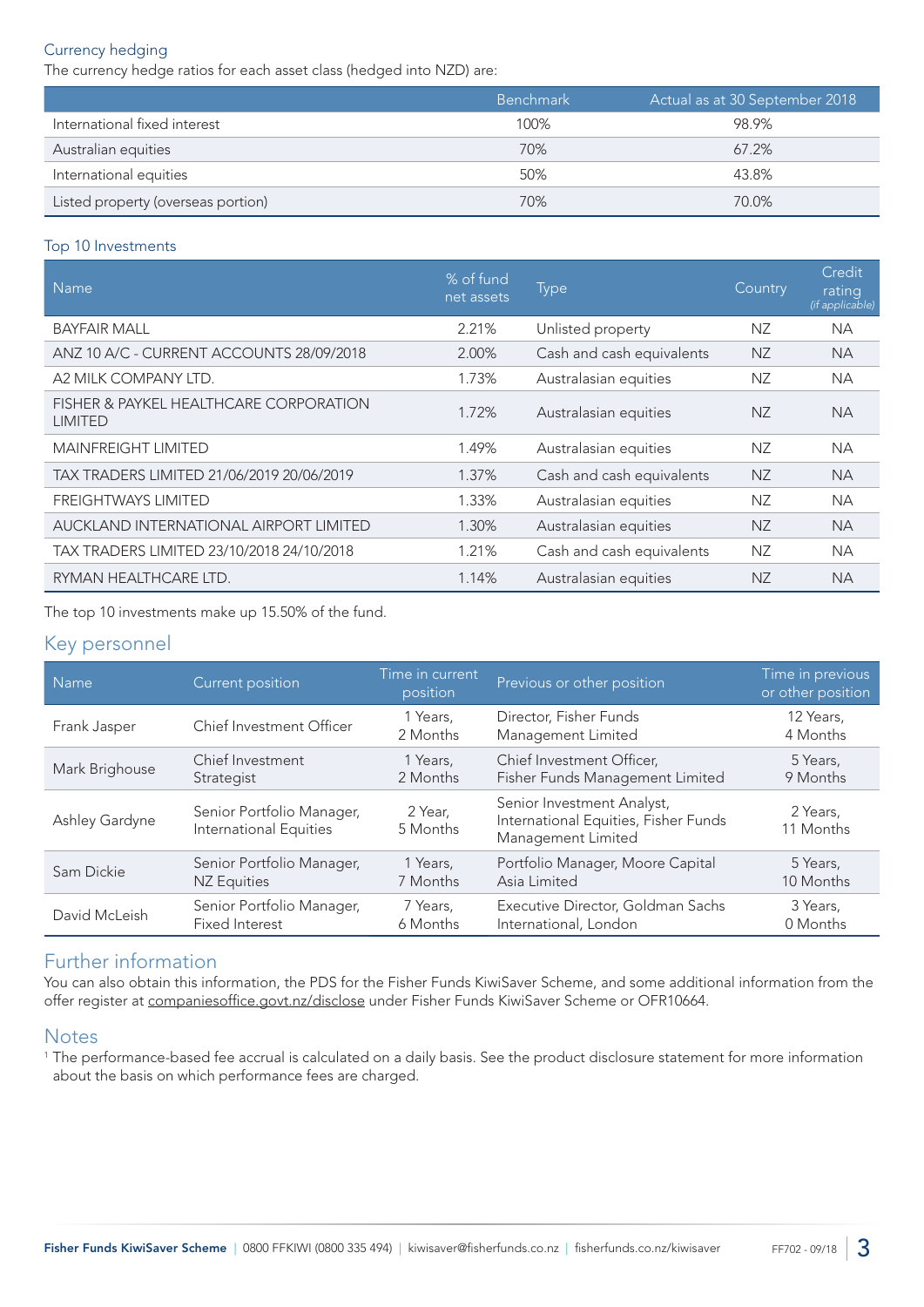### Currency hedging

The currency hedge ratios for each asset class (hedged into NZD) are:

| | Benchmark | Actual as at 30 September 2018 |
|---|---|---|
| International fixed interest | 100% | 98.9% |
| Australian equities | 70% | 67.2% |
| International equities | 50% | 43.8% |
| Listed property (overseas portion) | 70% | 70.0% |

### Top 10 Investments

| Name | % of fund net assets | Type | Country | Credit rating *(if applicable)* |
|---|---|---|---|---|
| BAYFAIR MALL | 2.21% | Unlisted property | NZ | NA |
| ANZ 10 A/C - CURRENT ACCOUNTS 28/09/2018 | 2.00% | Cash and cash equivalents | NZ | NA |
| A2 MILK COMPANY LTD. | 1.73% | Australasian equities | NZ | NA |
| FISHER & PAYKEL HEALTHCARE CORPORATION LIMITED | 1.72% | Australasian equities | NZ | NA |
| MAINFREIGHT LIMITED | 1.49% | Australasian equities | NZ | NA |
| TAX TRADERS LIMITED 21/06/2019 20/06/2019 | 1.37% | Cash and cash equivalents | NZ | NA |
| FREIGHTWAYS LIMITED | 1.33% | Australasian equities | NZ | NA |
| AUCKLAND INTERNATIONAL AIRPORT LIMITED | 1.30% | Australasian equities | NZ | NA |
| TAX TRADERS LIMITED 23/10/2018 24/10/2018 | 1.21% | Cash and cash equivalents | NZ | NA |
| RYMAN HEALTHCARE LTD. | 1.14% | Australasian equities | NZ | NA |

The top 10 investments make up 15.50% of the fund.

## Key personnel

| Name | Current position | Time in current position | Previous or other position | Time in previous or other position |
|---|---|---|---|---|
| Frank Jasper | Chief Investment Officer | 1 Years, 2 Months | Director, Fisher Funds Management Limited | 12 Years, 4 Months |
| Mark Brighouse | Chief Investment Strategist | 1 Years, 2 Months | Chief Investment Officer, Fisher Funds Management Limited | 5 Years, 9 Months |
| Ashley Gardyne | Senior Portfolio Manager, International Equities | 2 Year, 5 Months | Senior Investment Analyst, International Equities, Fisher Funds Management Limited | 2 Years, 11 Months |
| Sam Dickie | Senior Portfolio Manager, NZ Equities | 1 Years, 7 Months | Portfolio Manager, Moore Capital Asia Limited | 5 Years, 10 Months |
| David McLeish | Senior Portfolio Manager, Fixed Interest | 7 Years, 6 Months | Executive Director, Goldman Sachs International, London | 3 Years, 0 Months |

## Further information

You can also obtain this information, the PDS for the Fisher Funds KiwiSaver Scheme, and some additional information from the offer register at companiesoffice.govt.nz/disclose under Fisher Funds KiwiSaver Scheme or OFR10664.

## Notes

[1] The performance-based fee accrual is calculated on a daily basis. See the product disclosure statement for more information about the basis on which performance fees are charged.